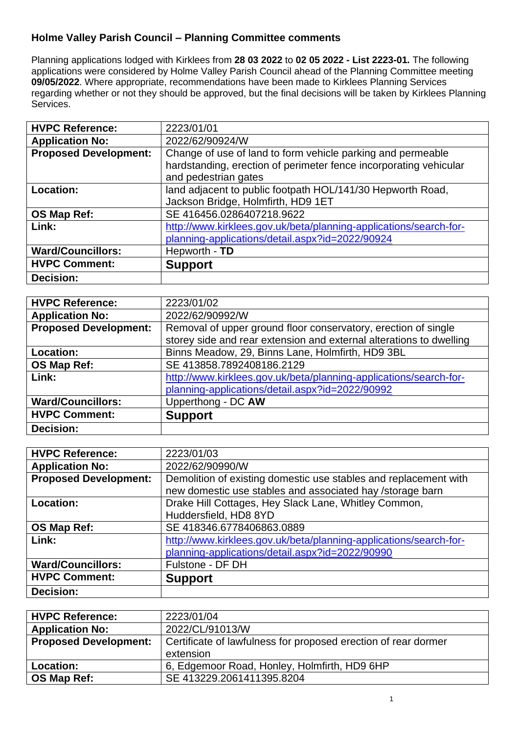## Holme Valley Parish Council – Planning Committee comments

Planning applications lodged with Kirklees from **28 03 2022** to **02 05 2022 - List 2223-01.** The following applications were considered by Holme Valley Parish Council ahead of the Planning Committee meeting **09/05/2022**. Where appropriate, recommendations have been made to Kirklees Planning Services regarding whether or not they should be approved, but the final decisions will be taken by Kirklees Planning Services.

| | |
|---|---|
| **HVPC Reference:** | 2223/01/01 |
| **Application No:** | 2022/62/90924/W |
| **Proposed Development:** | Change of use of land to form vehicle parking and permeable hardstanding, erection of perimeter fence incorporating vehicular and pedestrian gates |
| **Location:** | land adjacent to public footpath HOL/141/30 Hepworth Road, Jackson Bridge, Holmfirth, HD9 1ET |
| **OS Map Ref:** | SE 416456.0286407218.9622 |
| **Link:** | http://www.kirklees.gov.uk/beta/planning-applications/search-for-planning-applications/detail.aspx?id=2022/90924 |
| **Ward/Councillors:** | Hepworth - **TD** |
| **HVPC Comment:** | **Support** |
| **Decision:** | |

| | |
|---|---|
| **HVPC Reference:** | 2223/01/02 |
| **Application No:** | 2022/62/90992/W |
| **Proposed Development:** | Removal of upper ground floor conservatory, erection of single storey side and rear extension and external alterations to dwelling |
| **Location:** | Binns Meadow, 29, Binns Lane, Holmfirth, HD9 3BL |
| **OS Map Ref:** | SE 413858.7892408186.2129 |
| **Link:** | http://www.kirklees.gov.uk/beta/planning-applications/search-for-planning-applications/detail.aspx?id=2022/90992 |
| **Ward/Councillors:** | Upperthong - DC **AW** |
| **HVPC Comment:** | **Support** |
| **Decision:** | |

| | |
|---|---|
| **HVPC Reference:** | 2223/01/03 |
| **Application No:** | 2022/62/90990/W |
| **Proposed Development:** | Demolition of existing domestic use stables and replacement with new domestic use stables and associated hay /storage barn |
| **Location:** | Drake Hill Cottages, Hey Slack Lane, Whitley Common, Huddersfield, HD8 8YD |
| **OS Map Ref:** | SE 418346.6778406863.0889 |
| **Link:** | http://www.kirklees.gov.uk/beta/planning-applications/search-for-planning-applications/detail.aspx?id=2022/90990 |
| **Ward/Councillors:** | Fulstone - DF DH |
| **HVPC Comment:** | **Support** |
| **Decision:** | |

| | |
|---|---|
| **HVPC Reference:** | 2223/01/04 |
| **Application No:** | 2022/CL/91013/W |
| **Proposed Development:** | Certificate of lawfulness for proposed erection of rear dormer extension |
| **Location:** | 6, Edgemoor Road, Honley, Holmfirth, HD9 6HP |
| **OS Map Ref:** | SE 413229.2061411395.8204 |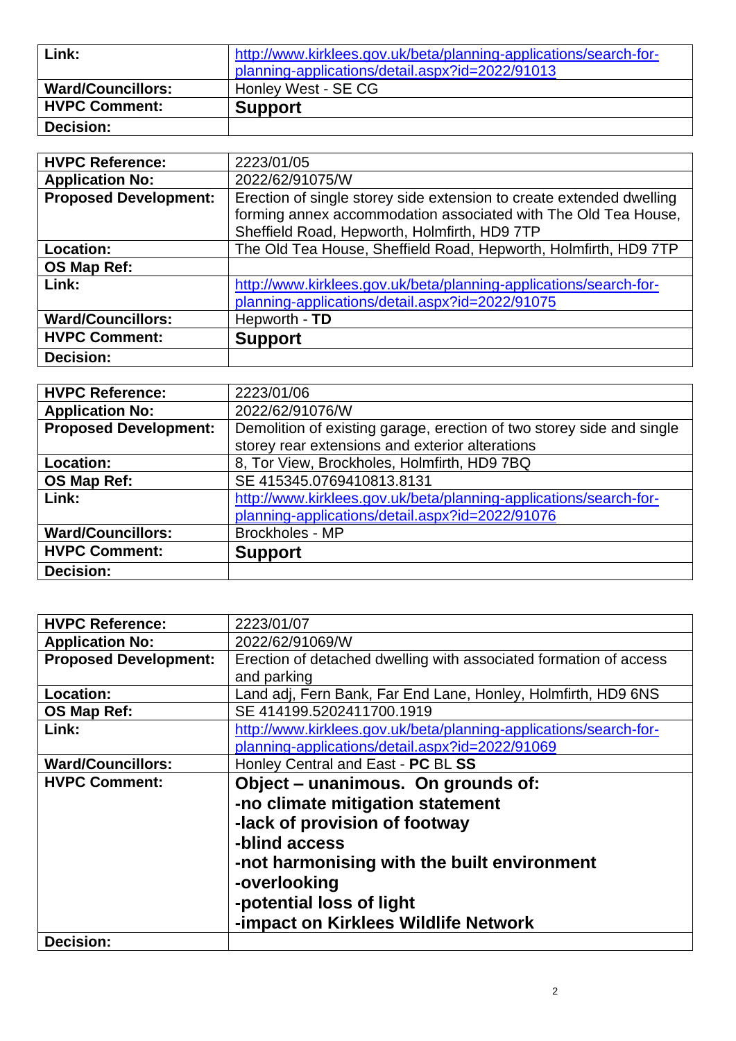| | |
|---|---|
| **Link:** | http://www.kirklees.gov.uk/beta/planning-applications/search-for-planning-applications/detail.aspx?id=2022/91013 |
| **Ward/Councillors:** | Honley West - SE CG |
| **HVPC Comment:** | **Support** |
| **Decision:** | |

| | |
|---|---|
| **HVPC Reference:** | 2223/01/05 |
| **Application No:** | 2022/62/91075/W |
| **Proposed Development:** | Erection of single storey side extension to create extended dwelling forming annex accommodation associated with The Old Tea House, Sheffield Road, Hepworth, Holmfirth, HD9 7TP |
| **Location:** | The Old Tea House, Sheffield Road, Hepworth, Holmfirth, HD9 7TP |
| **OS Map Ref:** | |
| **Link:** | http://www.kirklees.gov.uk/beta/planning-applications/search-for-planning-applications/detail.aspx?id=2022/91075 |
| **Ward/Councillors:** | Hepworth - **TD** |
| **HVPC Comment:** | **Support** |
| **Decision:** | |

| | |
|---|---|
| **HVPC Reference:** | 2223/01/06 |
| **Application No:** | 2022/62/91076/W |
| **Proposed Development:** | Demolition of existing garage, erection of two storey side and single storey rear extensions and exterior alterations |
| **Location:** | 8, Tor View, Brockholes, Holmfirth, HD9 7BQ |
| **OS Map Ref:** | SE 415345.0769410813.8131 |
| **Link:** | http://www.kirklees.gov.uk/beta/planning-applications/search-for-planning-applications/detail.aspx?id=2022/91076 |
| **Ward/Councillors:** | Brockholes - MP |
| **HVPC Comment:** | **Support** |
| **Decision:** | |

| | |
|---|---|
| **HVPC Reference:** | 2223/01/07 |
| **Application No:** | 2022/62/91069/W |
| **Proposed Development:** | Erection of detached dwelling with associated formation of access and parking |
| **Location:** | Land adj, Fern Bank, Far End Lane, Honley, Holmfirth, HD9 6NS |
| **OS Map Ref:** | SE 414199.5202411700.1919 |
| **Link:** | http://www.kirklees.gov.uk/beta/planning-applications/search-for-planning-applications/detail.aspx?id=2022/91069 |
| **Ward/Councillors:** | Honley Central and East - **PC** BL **SS** |
| **HVPC Comment:** | **Object – unanimous. On grounds of:**<br>**-no climate mitigation statement**<br>**-lack of provision of footway**<br>**-blind access**<br>**-not harmonising with the built environment**<br>**-overlooking**<br>**-potential loss of light**<br>**-impact on Kirklees Wildlife Network** |
| **Decision:** | |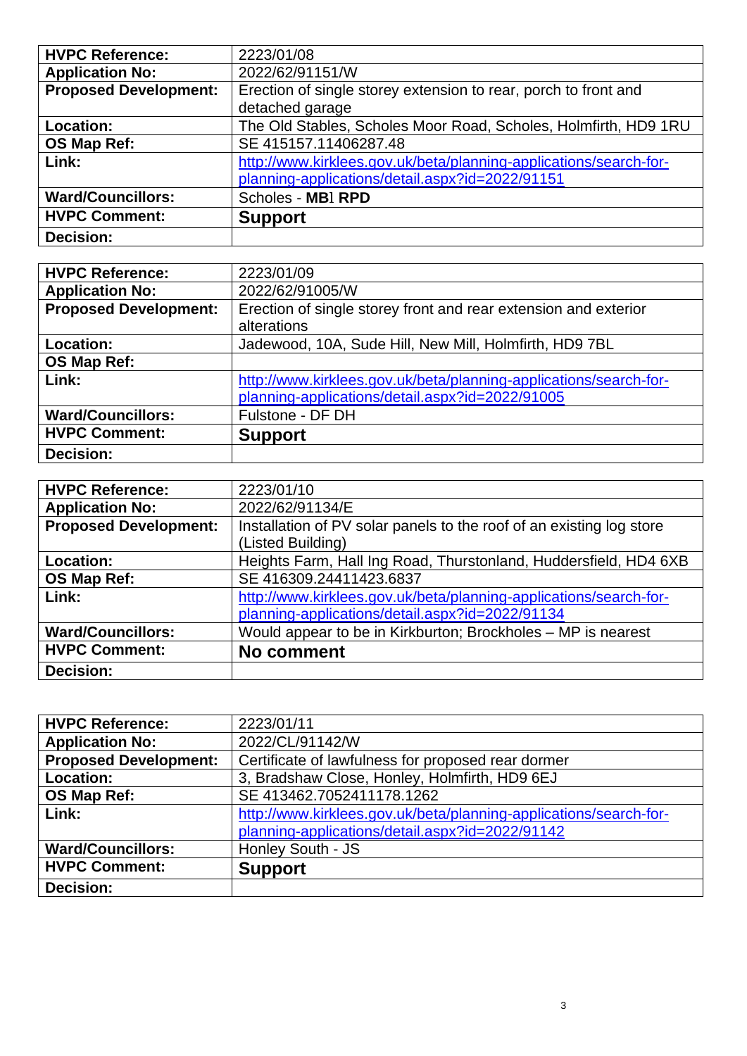| | |
|---|---|
| **HVPC Reference:** | 2223/01/08 |
| **Application No:** | 2022/62/91151/W |
| **Proposed Development:** | Erection of single storey extension to rear, porch to front and detached garage |
| **Location:** | The Old Stables, Scholes Moor Road, Scholes, Holmfirth, HD9 1RU |
| **OS Map Ref:** | SE 415157.11406287.48 |
| **Link:** | http://www.kirklees.gov.uk/beta/planning-applications/search-for-planning-applications/detail.aspx?id=2022/91151 |
| **Ward/Councillors:** | Scholes - **MB**I **RPD** |
| **HVPC Comment:** | **Support** |
| **Decision:** | |

| | |
|---|---|
| **HVPC Reference:** | 2223/01/09 |
| **Application No:** | 2022/62/91005/W |
| **Proposed Development:** | Erection of single storey front and rear extension and exterior alterations |
| **Location:** | Jadewood, 10A, Sude Hill, New Mill, Holmfirth, HD9 7BL |
| **OS Map Ref:** | |
| **Link:** | http://www.kirklees.gov.uk/beta/planning-applications/search-for-planning-applications/detail.aspx?id=2022/91005 |
| **Ward/Councillors:** | Fulstone - DF DH |
| **HVPC Comment:** | **Support** |
| **Decision:** | |

| | |
|---|---|
| **HVPC Reference:** | 2223/01/10 |
| **Application No:** | 2022/62/91134/E |
| **Proposed Development:** | Installation of PV solar panels to the roof of an existing log store (Listed Building) |
| **Location:** | Heights Farm, Hall Ing Road, Thurstonland, Huddersfield, HD4 6XB |
| **OS Map Ref:** | SE 416309.24411423.6837 |
| **Link:** | http://www.kirklees.gov.uk/beta/planning-applications/search-for-planning-applications/detail.aspx?id=2022/91134 |
| **Ward/Councillors:** | Would appear to be in Kirkburton; Brockholes – MP is nearest |
| **HVPC Comment:** | **No comment** |
| **Decision:** | |

| | |
|---|---|
| **HVPC Reference:** | 2223/01/11 |
| **Application No:** | 2022/CL/91142/W |
| **Proposed Development:** | Certificate of lawfulness for proposed rear dormer |
| **Location:** | 3, Bradshaw Close, Honley, Holmfirth, HD9 6EJ |
| **OS Map Ref:** | SE 413462.7052411178.1262 |
| **Link:** | http://www.kirklees.gov.uk/beta/planning-applications/search-for-planning-applications/detail.aspx?id=2022/91142 |
| **Ward/Councillors:** | Honley South - JS |
| **HVPC Comment:** | **Support** |
| **Decision:** | |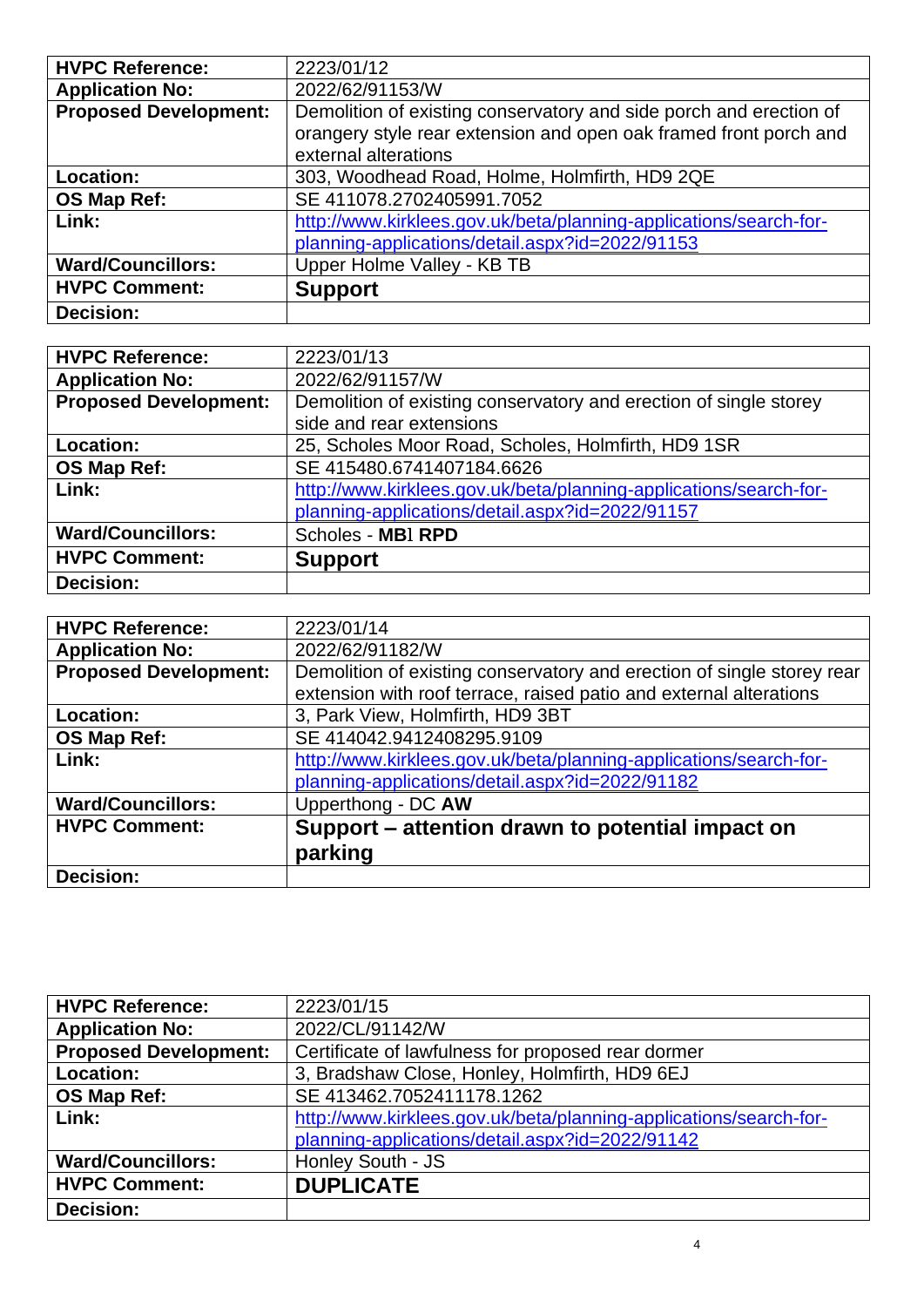| | |
|---|---|
| **HVPC Reference:** | 2223/01/12 |
| **Application No:** | 2022/62/91153/W |
| **Proposed Development:** | Demolition of existing conservatory and side porch and erection of orangery style rear extension and open oak framed front porch and external alterations |
| **Location:** | 303, Woodhead Road, Holme, Holmfirth, HD9 2QE |
| **OS Map Ref:** | SE 411078.2702405991.7052 |
| **Link:** | http://www.kirklees.gov.uk/beta/planning-applications/search-for-planning-applications/detail.aspx?id=2022/91153 |
| **Ward/Councillors:** | Upper Holme Valley - KB TB |
| **HVPC Comment:** | **Support** |
| **Decision:** | |

| | |
|---|---|
| **HVPC Reference:** | 2223/01/13 |
| **Application No:** | 2022/62/91157/W |
| **Proposed Development:** | Demolition of existing conservatory and erection of single storey side and rear extensions |
| **Location:** | 25, Scholes Moor Road, Scholes, Holmfirth, HD9 1SR |
| **OS Map Ref:** | SE 415480.6741407184.6626 |
| **Link:** | http://www.kirklees.gov.uk/beta/planning-applications/search-for-planning-applications/detail.aspx?id=2022/91157 |
| **Ward/Councillors:** | Scholes - **MB**l **RPD** |
| **HVPC Comment:** | **Support** |
| **Decision:** | |

| | |
|---|---|
| **HVPC Reference:** | 2223/01/14 |
| **Application No:** | 2022/62/91182/W |
| **Proposed Development:** | Demolition of existing conservatory and erection of single storey rear extension with roof terrace, raised patio and external alterations |
| **Location:** | 3, Park View, Holmfirth, HD9 3BT |
| **OS Map Ref:** | SE 414042.9412408295.9109 |
| **Link:** | http://www.kirklees.gov.uk/beta/planning-applications/search-for-planning-applications/detail.aspx?id=2022/91182 |
| **Ward/Councillors:** | Upperthong - DC **AW** |
| **HVPC Comment:** | **Support – attention drawn to potential impact on parking** |
| **Decision:** | |

| | |
|---|---|
| **HVPC Reference:** | 2223/01/15 |
| **Application No:** | 2022/CL/91142/W |
| **Proposed Development:** | Certificate of lawfulness for proposed rear dormer |
| **Location:** | 3, Bradshaw Close, Honley, Holmfirth, HD9 6EJ |
| **OS Map Ref:** | SE 413462.7052411178.1262 |
| **Link:** | http://www.kirklees.gov.uk/beta/planning-applications/search-for-planning-applications/detail.aspx?id=2022/91142 |
| **Ward/Councillors:** | Honley South - JS |
| **HVPC Comment:** | **DUPLICATE** |
| **Decision:** | |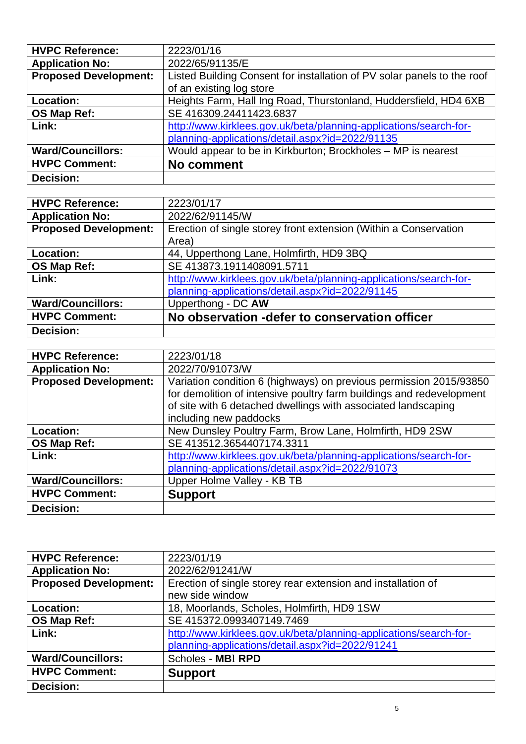| | |
|---|---|
| **HVPC Reference:** | 2223/01/16 |
| **Application No:** | 2022/65/91135/E |
| **Proposed Development:** | Listed Building Consent for installation of PV solar panels to the roof of an existing log store |
| **Location:** | Heights Farm, Hall Ing Road, Thurstonland, Huddersfield, HD4 6XB |
| **OS Map Ref:** | SE 416309.24411423.6837 |
| **Link:** | http://www.kirklees.gov.uk/beta/planning-applications/search-for-planning-applications/detail.aspx?id=2022/91135 |
| **Ward/Councillors:** | Would appear to be in Kirkburton; Brockholes – MP is nearest |
| **HVPC Comment:** | **No comment** |
| **Decision:** | |

| | |
|---|---|
| **HVPC Reference:** | 2223/01/17 |
| **Application No:** | 2022/62/91145/W |
| **Proposed Development:** | Erection of single storey front extension (Within a Conservation Area) |
| **Location:** | 44, Upperthong Lane, Holmfirth, HD9 3BQ |
| **OS Map Ref:** | SE 413873.1911408091.5711 |
| **Link:** | http://www.kirklees.gov.uk/beta/planning-applications/search-for-planning-applications/detail.aspx?id=2022/91145 |
| **Ward/Councillors:** | Upperthong - DC **AW** |
| **HVPC Comment:** | **No observation -defer to conservation officer** |
| **Decision:** | |

| | |
|---|---|
| **HVPC Reference:** | 2223/01/18 |
| **Application No:** | 2022/70/91073/W |
| **Proposed Development:** | Variation condition 6 (highways) on previous permission 2015/93850 for demolition of intensive poultry farm buildings and redevelopment of site with 6 detached dwellings with associated landscaping including new paddocks |
| **Location:** | New Dunsley Poultry Farm, Brow Lane, Holmfirth, HD9 2SW |
| **OS Map Ref:** | SE 413512.3654407174.3311 |
| **Link:** | http://www.kirklees.gov.uk/beta/planning-applications/search-for-planning-applications/detail.aspx?id=2022/91073 |
| **Ward/Councillors:** | Upper Holme Valley - KB TB |
| **HVPC Comment:** | **Support** |
| **Decision:** | |

| | |
|---|---|
| **HVPC Reference:** | 2223/01/19 |
| **Application No:** | 2022/62/91241/W |
| **Proposed Development:** | Erection of single storey rear extension and installation of new side window |
| **Location:** | 18, Moorlands, Scholes, Holmfirth, HD9 1SW |
| **OS Map Ref:** | SE 415372.0993407149.7469 |
| **Link:** | http://www.kirklees.gov.uk/beta/planning-applications/search-for-planning-applications/detail.aspx?id=2022/91241 |
| **Ward/Councillors:** | Scholes - **MB**l **RPD** |
| **HVPC Comment:** | **Support** |
| **Decision:** | |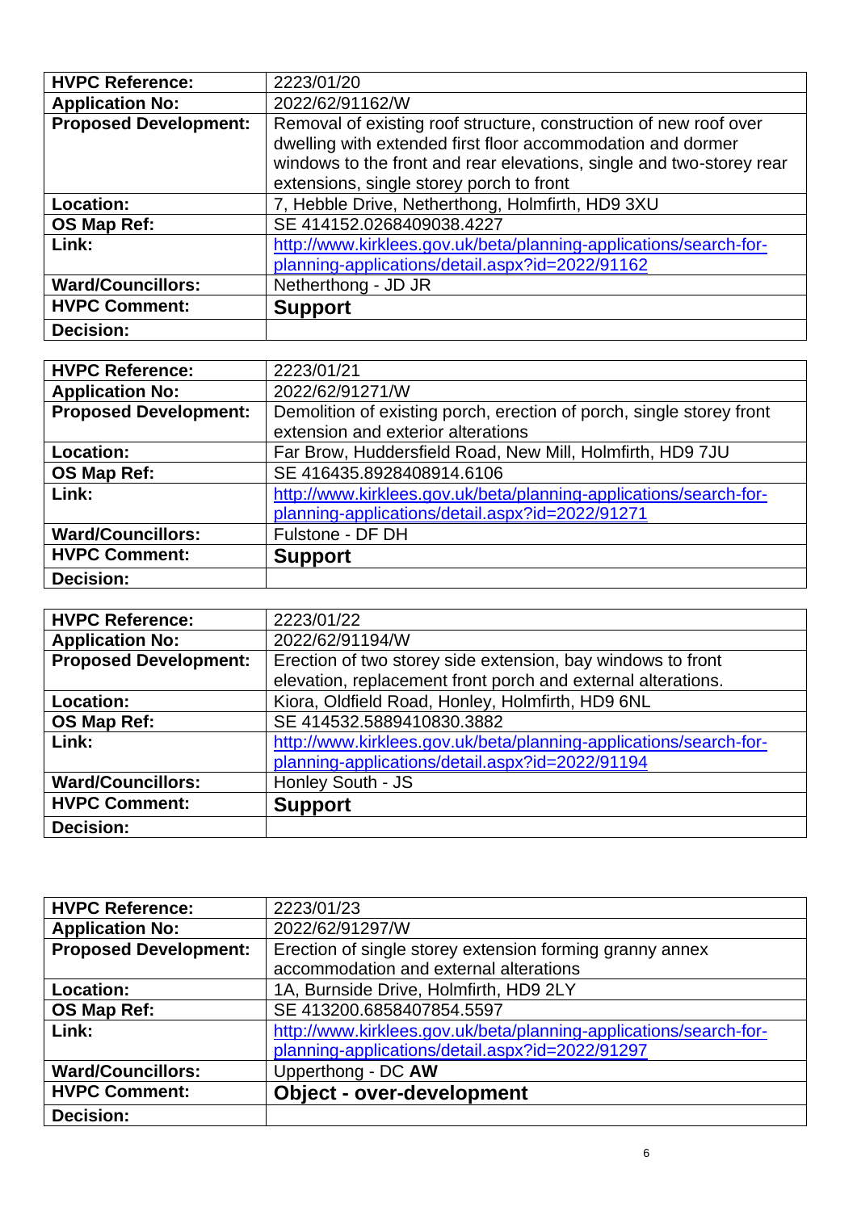| | |
|---|---|
| **HVPC Reference:** | 2223/01/20 |
| **Application No:** | 2022/62/91162/W |
| **Proposed Development:** | Removal of existing roof structure, construction of new roof over dwelling with extended first floor accommodation and dormer windows to the front and rear elevations, single and two-storey rear extensions, single storey porch to front |
| **Location:** | 7, Hebble Drive, Netherthong, Holmfirth, HD9 3XU |
| **OS Map Ref:** | SE 414152.0268409038.4227 |
| **Link:** | http://www.kirklees.gov.uk/beta/planning-applications/search-for-planning-applications/detail.aspx?id=2022/91162 |
| **Ward/Councillors:** | Netherthong - JD JR |
| **HVPC Comment:** | **Support** |
| **Decision:** | |

| | |
|---|---|
| **HVPC Reference:** | 2223/01/21 |
| **Application No:** | 2022/62/91271/W |
| **Proposed Development:** | Demolition of existing porch, erection of porch, single storey front extension and exterior alterations |
| **Location:** | Far Brow, Huddersfield Road, New Mill, Holmfirth, HD9 7JU |
| **OS Map Ref:** | SE 416435.8928408914.6106 |
| **Link:** | http://www.kirklees.gov.uk/beta/planning-applications/search-for-planning-applications/detail.aspx?id=2022/91271 |
| **Ward/Councillors:** | Fulstone - DF DH |
| **HVPC Comment:** | **Support** |
| **Decision:** | |

| | |
|---|---|
| **HVPC Reference:** | 2223/01/22 |
| **Application No:** | 2022/62/91194/W |
| **Proposed Development:** | Erection of two storey side extension, bay windows to front elevation, replacement front porch and external alterations. |
| **Location:** | Kiora, Oldfield Road, Honley, Holmfirth, HD9 6NL |
| **OS Map Ref:** | SE 414532.5889410830.3882 |
| **Link:** | http://www.kirklees.gov.uk/beta/planning-applications/search-for-planning-applications/detail.aspx?id=2022/91194 |
| **Ward/Councillors:** | Honley South - JS |
| **HVPC Comment:** | **Support** |
| **Decision:** | |

| | |
|---|---|
| **HVPC Reference:** | 2223/01/23 |
| **Application No:** | 2022/62/91297/W |
| **Proposed Development:** | Erection of single storey extension forming granny annex accommodation and external alterations |
| **Location:** | 1A, Burnside Drive, Holmfirth, HD9 2LY |
| **OS Map Ref:** | SE 413200.6858407854.5597 |
| **Link:** | http://www.kirklees.gov.uk/beta/planning-applications/search-for-planning-applications/detail.aspx?id=2022/91297 |
| **Ward/Councillors:** | Upperthong - DC **AW** |
| **HVPC Comment:** | **Object - over-development** |
| **Decision:** | |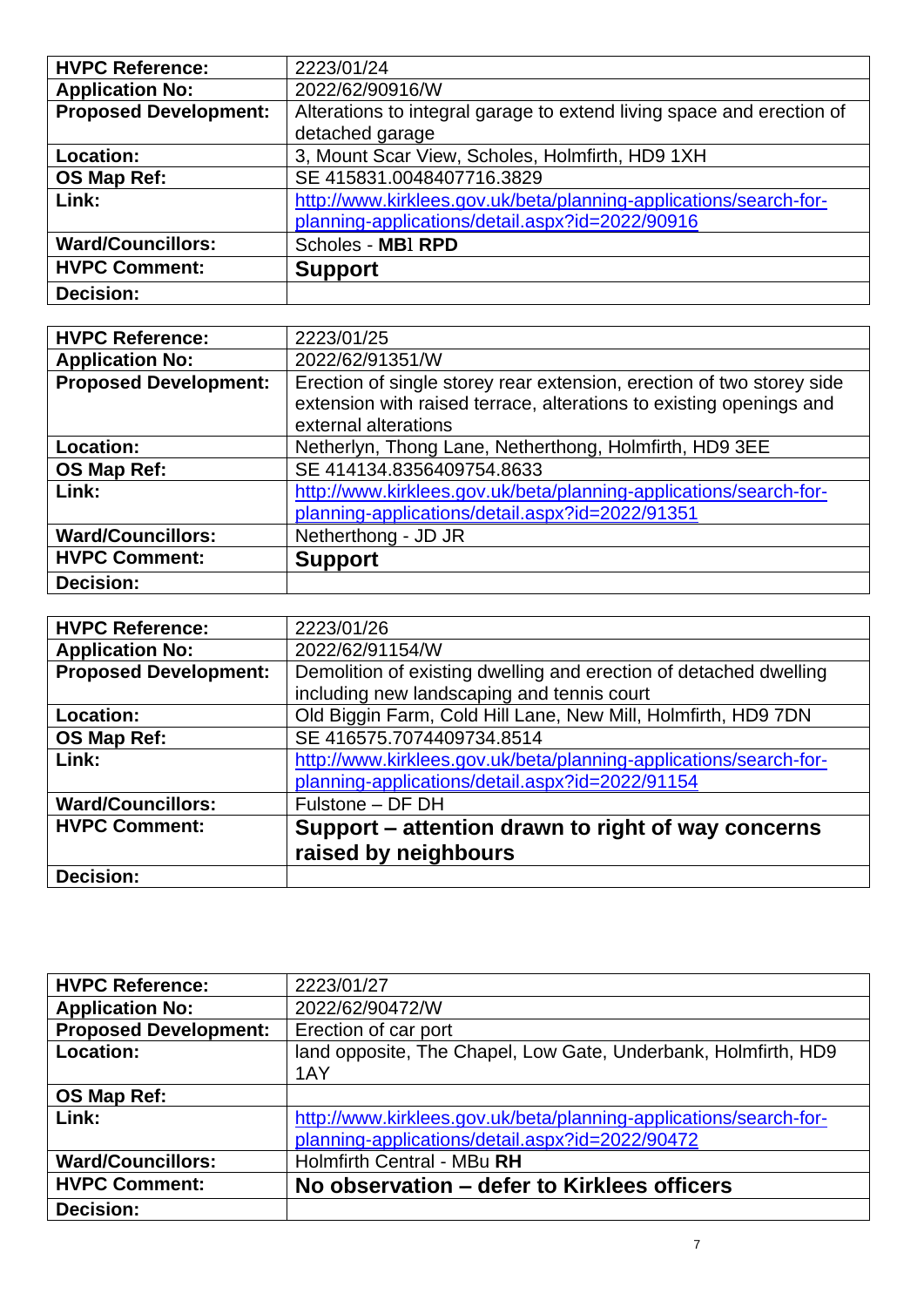| | |
|---|---|
| **HVPC Reference:** | 2223/01/24 |
| **Application No:** | 2022/62/90916/W |
| **Proposed Development:** | Alterations to integral garage to extend living space and erection of detached garage |
| **Location:** | 3, Mount Scar View, Scholes, Holmfirth, HD9 1XH |
| **OS Map Ref:** | SE 415831.0048407716.3829 |
| **Link:** | [http://www.kirklees.gov.uk/beta/planning-applications/search-for-planning-applications/detail.aspx?id=2022/90916](http://www.kirklees.gov.uk/beta/planning-applications/search-for-planning-applications/detail.aspx?id=2022/90916) |
| **Ward/Councillors:** | Scholes - **MB**l **RPD** |
| **HVPC Comment:** | **Support** |
| **Decision:** | |

| | |
|---|---|
| **HVPC Reference:** | 2223/01/25 |
| **Application No:** | 2022/62/91351/W |
| **Proposed Development:** | Erection of single storey rear extension, erection of two storey side extension with raised terrace, alterations to existing openings and external alterations |
| **Location:** | Netherlyn, Thong Lane, Netherthong, Holmfirth, HD9 3EE |
| **OS Map Ref:** | SE 414134.8356409754.8633 |
| **Link:** | [http://www.kirklees.gov.uk/beta/planning-applications/search-for-planning-applications/detail.aspx?id=2022/91351](http://www.kirklees.gov.uk/beta/planning-applications/search-for-planning-applications/detail.aspx?id=2022/91351) |
| **Ward/Councillors:** | Netherthong - JD JR |
| **HVPC Comment:** | **Support** |
| **Decision:** | |

| | |
|---|---|
| **HVPC Reference:** | 2223/01/26 |
| **Application No:** | 2022/62/91154/W |
| **Proposed Development:** | Demolition of existing dwelling and erection of detached dwelling including new landscaping and tennis court |
| **Location:** | Old Biggin Farm, Cold Hill Lane, New Mill, Holmfirth, HD9 7DN |
| **OS Map Ref:** | SE 416575.7074409734.8514 |
| **Link:** | [http://www.kirklees.gov.uk/beta/planning-applications/search-for-planning-applications/detail.aspx?id=2022/91154](http://www.kirklees.gov.uk/beta/planning-applications/search-for-planning-applications/detail.aspx?id=2022/91154) |
| **Ward/Councillors:** | Fulstone – DF DH |
| **HVPC Comment:** | **Support – attention drawn to right of way concerns raised by neighbours** |
| **Decision:** | |

| | |
|---|---|
| **HVPC Reference:** | 2223/01/27 |
| **Application No:** | 2022/62/90472/W |
| **Proposed Development:** | Erection of car port |
| **Location:** | land opposite, The Chapel, Low Gate, Underbank, Holmfirth, HD9 1AY |
| **OS Map Ref:** | |
| **Link:** | [http://www.kirklees.gov.uk/beta/planning-applications/search-for-planning-applications/detail.aspx?id=2022/90472](http://www.kirklees.gov.uk/beta/planning-applications/search-for-planning-applications/detail.aspx?id=2022/90472) |
| **Ward/Councillors:** | Holmfirth Central - MBu **RH** |
| **HVPC Comment:** | **No observation – defer to Kirklees officers** |
| **Decision:** | |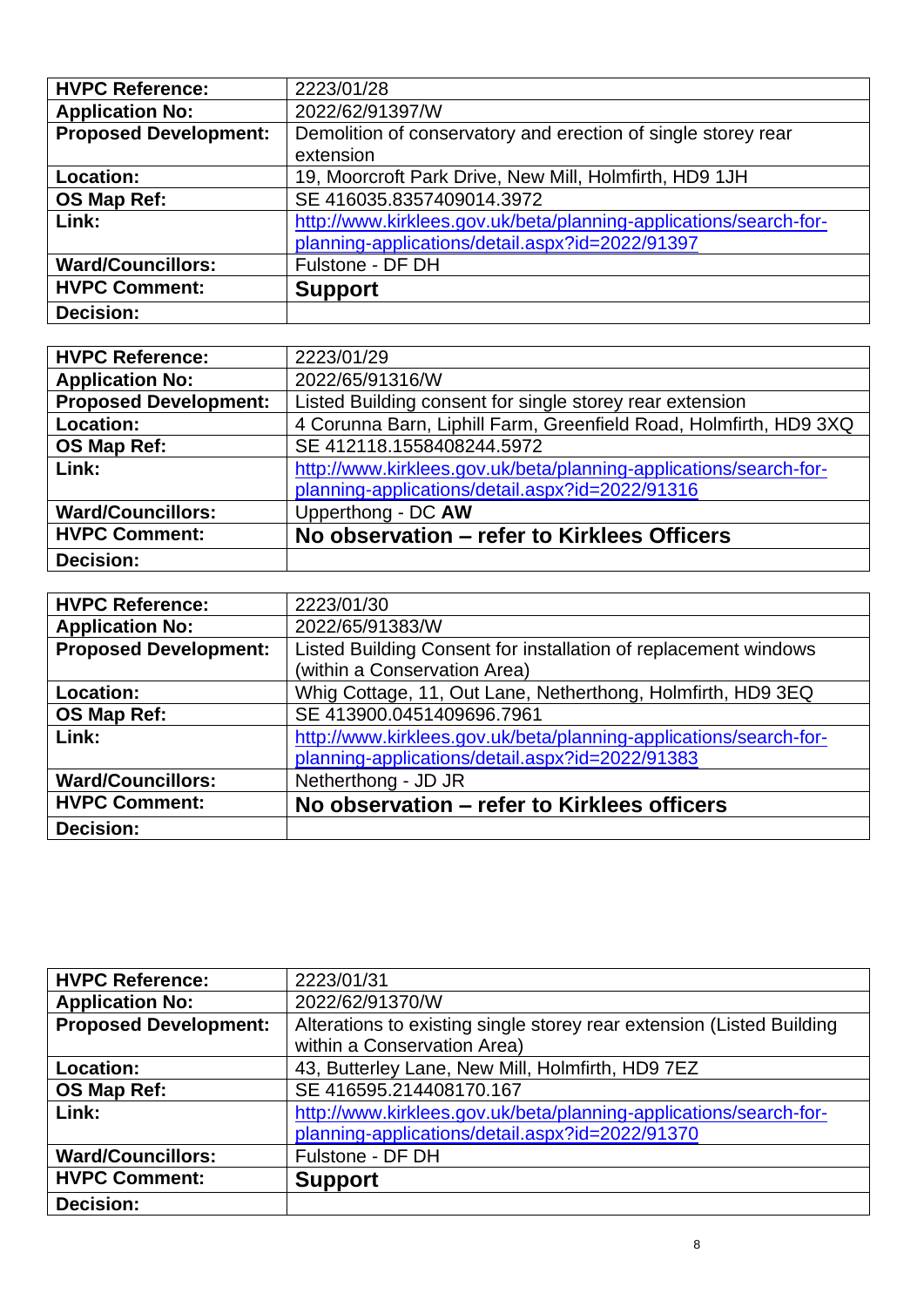| | |
|---|---|
| **HVPC Reference:** | 2223/01/28 |
| **Application No:** | 2022/62/91397/W |
| **Proposed Development:** | Demolition of conservatory and erection of single storey rear extension |
| **Location:** | 19, Moorcroft Park Drive, New Mill, Holmfirth, HD9 1JH |
| **OS Map Ref:** | SE 416035.8357409014.3972 |
| **Link:** | [http://www.kirklees.gov.uk/beta/planning-applications/search-for-planning-applications/detail.aspx?id=2022/91397](http://www.kirklees.gov.uk/beta/planning-applications/search-for-planning-applications/detail.aspx?id=2022/91397) |
| **Ward/Councillors:** | Fulstone - DF DH |
| **HVPC Comment:** | **Support** |
| **Decision:** | |

| | |
|---|---|
| **HVPC Reference:** | 2223/01/29 |
| **Application No:** | 2022/65/91316/W |
| **Proposed Development:** | Listed Building consent for single storey rear extension |
| **Location:** | 4 Corunna Barn, Liphill Farm, Greenfield Road, Holmfirth, HD9 3XQ |
| **OS Map Ref:** | SE 412118.1558408244.5972 |
| **Link:** | [http://www.kirklees.gov.uk/beta/planning-applications/search-for-planning-applications/detail.aspx?id=2022/91316](http://www.kirklees.gov.uk/beta/planning-applications/search-for-planning-applications/detail.aspx?id=2022/91316) |
| **Ward/Councillors:** | Upperthong - DC **AW** |
| **HVPC Comment:** | **No observation – refer to Kirklees Officers** |
| **Decision:** | |

| | |
|---|---|
| **HVPC Reference:** | 2223/01/30 |
| **Application No:** | 2022/65/91383/W |
| **Proposed Development:** | Listed Building Consent for installation of replacement windows (within a Conservation Area) |
| **Location:** | Whig Cottage, 11, Out Lane, Netherthong, Holmfirth, HD9 3EQ |
| **OS Map Ref:** | SE 413900.0451409696.7961 |
| **Link:** | [http://www.kirklees.gov.uk/beta/planning-applications/search-for-planning-applications/detail.aspx?id=2022/91383](http://www.kirklees.gov.uk/beta/planning-applications/search-for-planning-applications/detail.aspx?id=2022/91383) |
| **Ward/Councillors:** | Netherthong - JD JR |
| **HVPC Comment:** | **No observation – refer to Kirklees officers** |
| **Decision:** | |

| | |
|---|---|
| **HVPC Reference:** | 2223/01/31 |
| **Application No:** | 2022/62/91370/W |
| **Proposed Development:** | Alterations to existing single storey rear extension (Listed Building within a Conservation Area) |
| **Location:** | 43, Butterley Lane, New Mill, Holmfirth, HD9 7EZ |
| **OS Map Ref:** | SE 416595.214408170.167 |
| **Link:** | [http://www.kirklees.gov.uk/beta/planning-applications/search-for-planning-applications/detail.aspx?id=2022/91370](http://www.kirklees.gov.uk/beta/planning-applications/search-for-planning-applications/detail.aspx?id=2022/91370) |
| **Ward/Councillors:** | Fulstone - DF DH |
| **HVPC Comment:** | **Support** |
| **Decision:** | |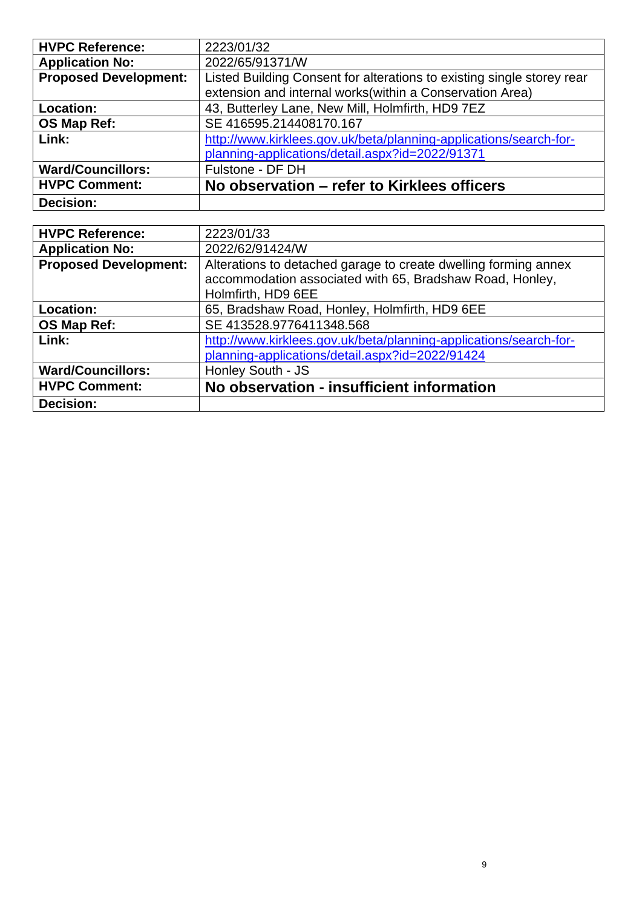| | |
|---|---|
| **HVPC Reference:** | 2223/01/32 |
| **Application No:** | 2022/65/91371/W |
| **Proposed Development:** | Listed Building Consent for alterations to existing single storey rear extension and internal works(within a Conservation Area) |
| **Location:** | 43, Butterley Lane, New Mill, Holmfirth, HD9 7EZ |
| **OS Map Ref:** | SE 416595.214408170.167 |
| **Link:** | [http://www.kirklees.gov.uk/beta/planning-applications/search-for-planning-applications/detail.aspx?id=2022/91371](http://www.kirklees.gov.uk/beta/planning-applications/search-for-planning-applications/detail.aspx?id=2022/91371) |
| **Ward/Councillors:** | Fulstone - DF DH |
| **HVPC Comment:** | **No observation – refer to Kirklees officers** |
| **Decision:** | |

| | |
|---|---|
| **HVPC Reference:** | 2223/01/33 |
| **Application No:** | 2022/62/91424/W |
| **Proposed Development:** | Alterations to detached garage to create dwelling forming annex accommodation associated with 65, Bradshaw Road, Honley, Holmfirth, HD9 6EE |
| **Location:** | 65, Bradshaw Road, Honley, Holmfirth, HD9 6EE |
| **OS Map Ref:** | SE 413528.9776411348.568 |
| **Link:** | [http://www.kirklees.gov.uk/beta/planning-applications/search-for-planning-applications/detail.aspx?id=2022/91424](http://www.kirklees.gov.uk/beta/planning-applications/search-for-planning-applications/detail.aspx?id=2022/91424) |
| **Ward/Councillors:** | Honley South - JS |
| **HVPC Comment:** | **No observation - insufficient information** |
| **Decision:** | |